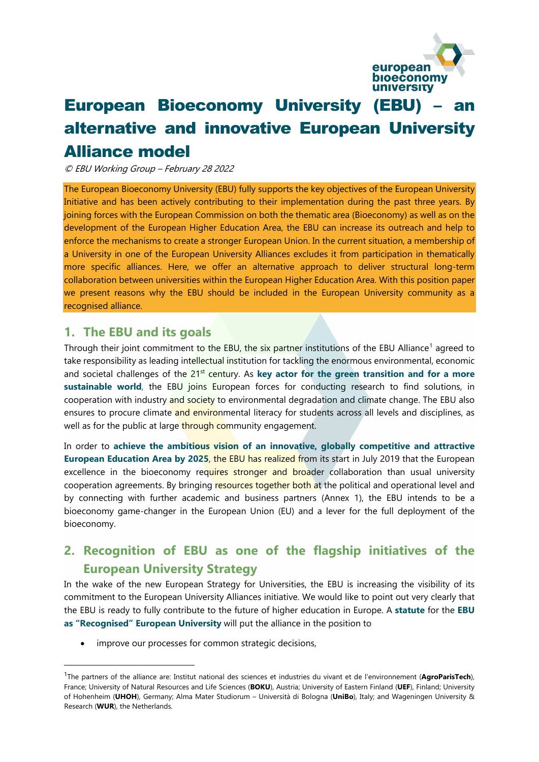# European Bioeconomy University (EBU) – an alternative and innovative European University Alliance model

*© EBU Working Group – February 28 2022*

The European Bioeconomy University (EBU) fully supports the key objectives of the European University Initiative and has been actively contributing to their implementation during the past three years. By joining forces with the European Commission on both the thematic area (Bioeconomy) as well as on the development of the European Higher Education Area, the EBU can increase its outreach and help to enforce the mechanisms to create a stronger European Union. In the current situation, a membership of a University in one of the European University Alliances excludes it from participation in thematically more specific alliances. Here, we offer an alternative approach to deliver structural long-term collaboration between universities within the European Higher Education Area. With this position paper we present reasons why the EBU should be included in the European University community as a recognised alliance.

## 1. The EBU and its goals

Through their joint commitment to the EBU, the six partner institutions of the EBU Alliance[1] agreed to take responsibility as leading intellectual institution for tackling the enormous environmental, economic and societal challenges of the 21st century. As **key actor for the green transition and for a more sustainable world**, the EBU joins European forces for conducting research to find solutions, in cooperation with industry and society to environmental degradation and climate change. The EBU also ensures to procure climate and environmental literacy for students across all levels and disciplines, as well as for the public at large through community engagement.

In order to **achieve the ambitious vision of an innovative, globally competitive and attractive European Education Area by 2025**, the EBU has realized from its start in July 2019 that the European excellence in the bioeconomy requires stronger and broader collaboration than usual university cooperation agreements. By bringing resources together both at the political and operational level and by connecting with further academic and business partners (Annex 1), the EBU intends to be a bioeconomy game-changer in the European Union (EU) and a lever for the full deployment of the bioeconomy.

## 2. Recognition of EBU as one of the flagship initiatives of the European University Strategy

In the wake of the new European Strategy for Universities, the EBU is increasing the visibility of its commitment to the European University Alliances initiative. We would like to point out very clearly that the EBU is ready to fully contribute to the future of higher education in Europe. A **statute** for the **EBU as "Recognised" European University** will put the alliance in the position to

- improve our processes for common strategic decisions,

---

[1] The partners of the alliance are: Institut national des sciences et industries du vivant et de l'environnement (**AgroParisTech**), France; University of Natural Resources and Life Sciences (**BOKU**), Austria; University of Eastern Finland (**UEF**), Finland; University of Hohenheim (**UHOH**), Germany; Alma Mater Studiorum – Università di Bologna (**UniBo**), Italy; and Wageningen University & Research (**WUR**), the Netherlands.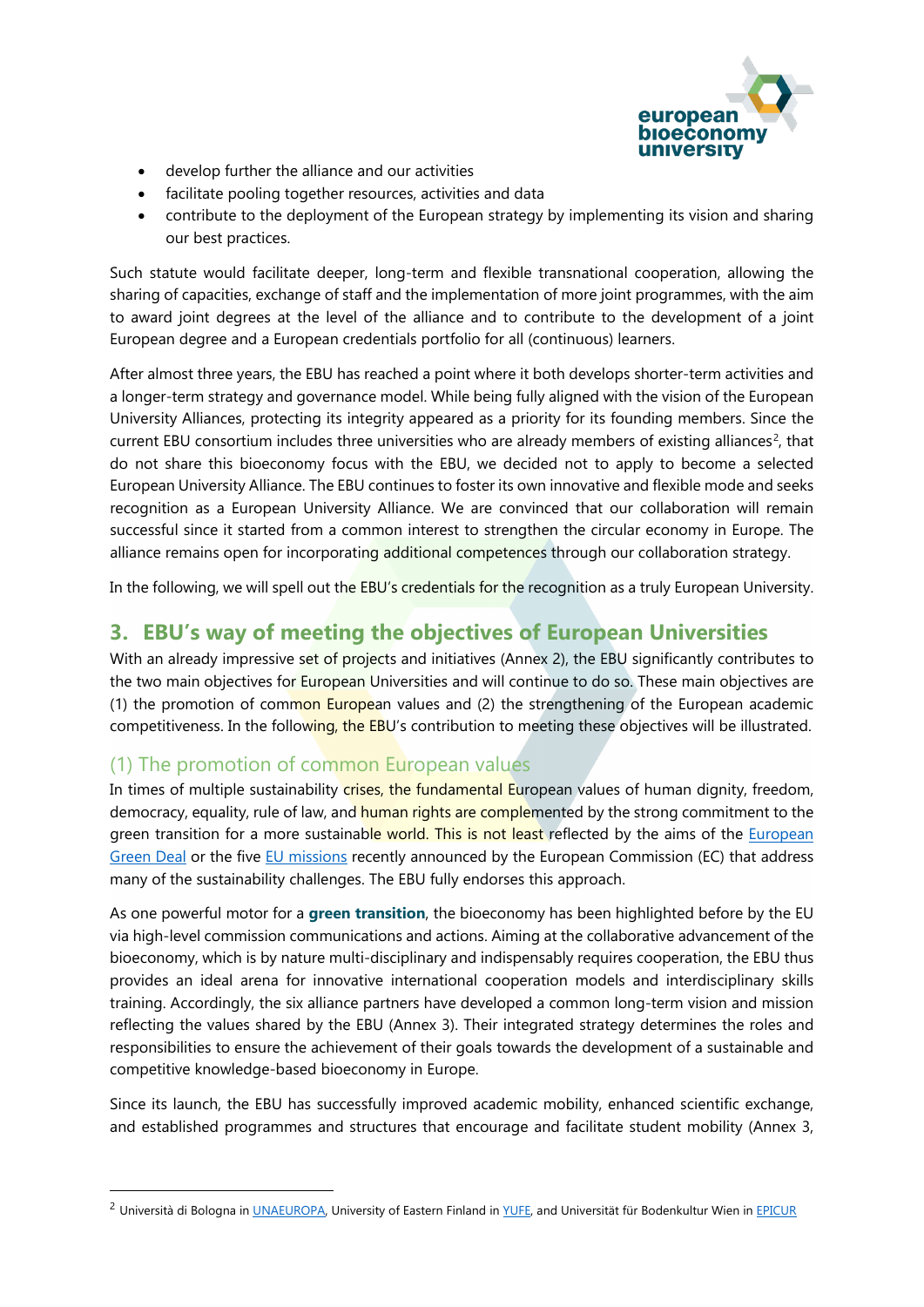- develop further the alliance and our activities
- facilitate pooling together resources, activities and data
- contribute to the deployment of the European strategy by implementing its vision and sharing our best practices.

Such statute would facilitate deeper, long-term and flexible transnational cooperation, allowing the sharing of capacities, exchange of staff and the implementation of more joint programmes, with the aim to award joint degrees at the level of the alliance and to contribute to the development of a joint European degree and a European credentials portfolio for all (continuous) learners.

After almost three years, the EBU has reached a point where it both develops shorter-term activities and a longer-term strategy and governance model. While being fully aligned with the vision of the European University Alliances, protecting its integrity appeared as a priority for its founding members. Since the current EBU consortium includes three universities who are already members of existing alliances[2], that do not share this bioeconomy focus with the EBU, we decided not to apply to become a selected European University Alliance. The EBU continues to foster its own innovative and flexible mode and seeks recognition as a European University Alliance. We are convinced that our collaboration will remain successful since it started from a common interest to strengthen the circular economy in Europe. The alliance remains open for incorporating additional competences through our collaboration strategy.

In the following, we will spell out the EBU's credentials for the recognition as a truly European University.

## 3. EBU's way of meeting the objectives of European Universities

With an already impressive set of projects and initiatives (Annex 2), the EBU significantly contributes to the two main objectives for European Universities and will continue to do so. These main objectives are (1) the promotion of common European values and (2) the strengthening of the European academic competitiveness. In the following, the EBU's contribution to meeting these objectives will be illustrated.

### (1) The promotion of common European values

In times of multiple sustainability crises, the fundamental European values of human dignity, freedom, democracy, equality, rule of law, and human rights are complemented by the strong commitment to the green transition for a more sustainable world. This is not least reflected by the aims of the European Green Deal or the five EU missions recently announced by the European Commission (EC) that address many of the sustainability challenges. The EBU fully endorses this approach.

As one powerful motor for a **green transition**, the bioeconomy has been highlighted before by the EU via high-level commission communications and actions. Aiming at the collaborative advancement of the bioeconomy, which is by nature multi-disciplinary and indispensably requires cooperation, the EBU thus provides an ideal arena for innovative international cooperation models and interdisciplinary skills training. Accordingly, the six alliance partners have developed a common long-term vision and mission reflecting the values shared by the EBU (Annex 3). Their integrated strategy determines the roles and responsibilities to ensure the achievement of their goals towards the development of a sustainable and competitive knowledge-based bioeconomy in Europe.

Since its launch, the EBU has successfully improved academic mobility, enhanced scientific exchange, and established programmes and structures that encourage and facilitate student mobility (Annex 3,

---

[2] Università di Bologna in UNAEUROPA, University of Eastern Finland in YUFE, and Universität für Bodenkultur Wien in EPICUR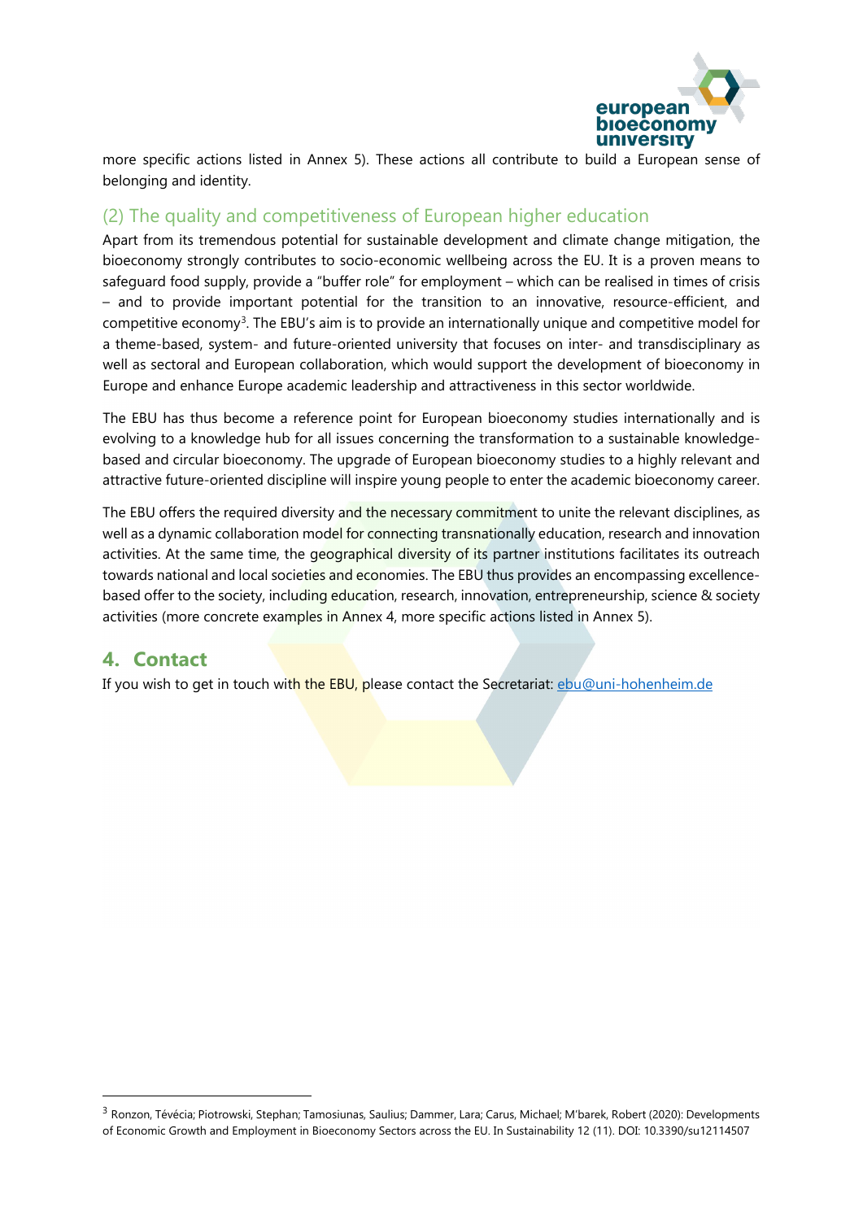more specific actions listed in Annex 5). These actions all contribute to build a European sense of belonging and identity.

### (2) The quality and competitiveness of European higher education

Apart from its tremendous potential for sustainable development and climate change mitigation, the bioeconomy strongly contributes to socio-economic wellbeing across the EU. It is a proven means to safeguard food supply, provide a "buffer role" for employment – which can be realised in times of crisis – and to provide important potential for the transition to an innovative, resource-efficient, and competitive economy[3]. The EBU's aim is to provide an internationally unique and competitive model for a theme-based, system- and future-oriented university that focuses on inter- and transdisciplinary as well as sectoral and European collaboration, which would support the development of bioeconomy in Europe and enhance Europe academic leadership and attractiveness in this sector worldwide.

The EBU has thus become a reference point for European bioeconomy studies internationally and is evolving to a knowledge hub for all issues concerning the transformation to a sustainable knowledge-based and circular bioeconomy. The upgrade of European bioeconomy studies to a highly relevant and attractive future-oriented discipline will inspire young people to enter the academic bioeconomy career.

The EBU offers the required diversity and the necessary commitment to unite the relevant disciplines, as well as a dynamic collaboration model for connecting transnationally education, research and innovation activities. At the same time, the geographical diversity of its partner institutions facilitates its outreach towards national and local societies and economies. The EBU thus provides an encompassing excellence-based offer to the society, including education, research, innovation, entrepreneurship, science & society activities (more concrete examples in Annex 4, more specific actions listed in Annex 5).

## 4. Contact

If you wish to get in touch with the EBU, please contact the Secretariat: ebu@uni-hohenheim.de

---

[3] Ronzon, Tévécia; Piotrowski, Stephan; Tamosiunas, Saulius; Dammer, Lara; Carus, Michael; M'barek, Robert (2020): Developments of Economic Growth and Employment in Bioeconomy Sectors across the EU. In Sustainability 12 (11). DOI: 10.3390/su12114507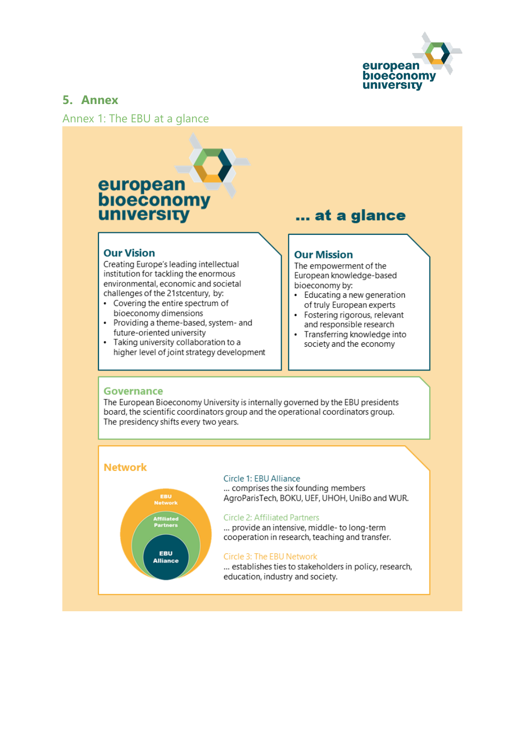## 5. Annex

### Annex 1: The EBU at a glance

**european bioeconomy university** ... at a glance

### Our Vision

Creating Europe's leading intellectual institution for tackling the enormous environmental, economic and societal challenges of the 21stcentury, by:

- Covering the entire spectrum of bioeconomy dimensions
- Providing a theme-based, system- and future-oriented university
- Taking university collaboration to a higher level of joint strategy development

### Our Mission

The empowerment of the European knowledge-based bioeconomy by:

- Educating a new generation of truly European experts
- Fostering rigorous, relevant and responsible research
- Transferring knowledge into society and the economy

### Governance

The European Bioeconomy University is internally governed by the EBU presidents board, the scientific coordinators group and the operational coordinators group. The presidency shifts every two years.

### Network

EBU Network / Affiliated Partners / EBU Alliance

Circle 1: EBU Alliance
... comprises the six founding members AgroParisTech, BOKU, UEF, UHOH, UniBo and WUR.

Circle 2: Affiliated Partners
... provide an intensive, middle- to long-term cooperation in research, teaching and transfer.

Circle 3: The EBU Network
... establishes ties to stakeholders in policy, research, education, industry and society.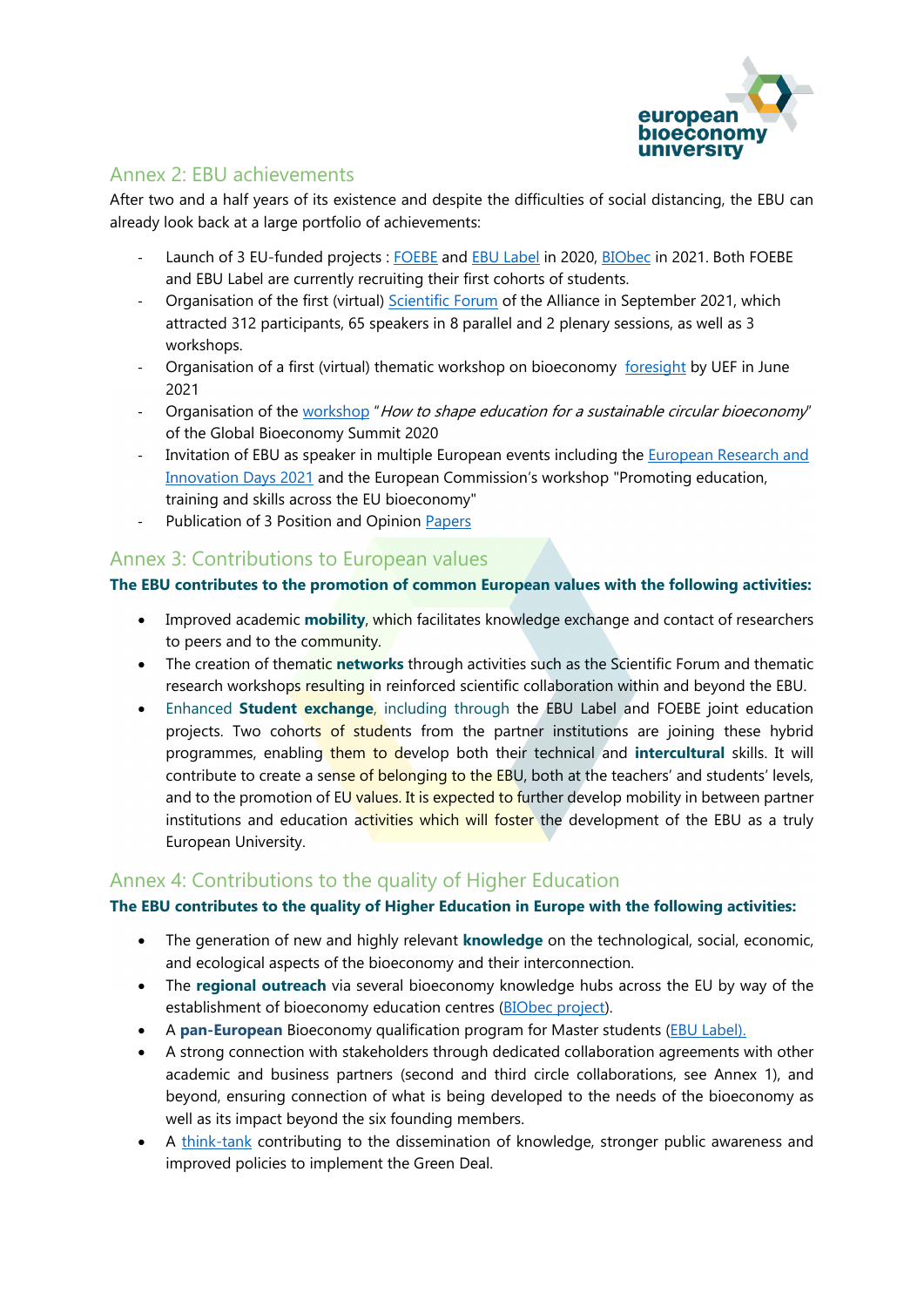## Annex 2: EBU achievements

After two and a half years of its existence and despite the difficulties of social distancing, the EBU can already look back at a large portfolio of achievements:

- Launch of 3 EU-funded projects : FOEBE and EBU Label in 2020, BIObec in 2021. Both FOEBE and EBU Label are currently recruiting their first cohorts of students.
- Organisation of the first (virtual) Scientific Forum of the Alliance in September 2021, which attracted 312 participants, 65 speakers in 8 parallel and 2 plenary sessions, as well as 3 workshops.
- Organisation of a first (virtual) thematic workshop on bioeconomy foresight by UEF in June 2021
- Organisation of the workshop "*How to shape education for a sustainable circular bioeconomy*" of the Global Bioeconomy Summit 2020
- Invitation of EBU as speaker in multiple European events including the European Research and Innovation Days 2021 and the European Commission's workshop "Promoting education, training and skills across the EU bioeconomy"
- Publication of 3 Position and Opinion Papers

## Annex 3: Contributions to European values

**The EBU contributes to the promotion of common European values with the following activities:**

- Improved academic **mobility**, which facilitates knowledge exchange and contact of researchers to peers and to the community.
- The creation of thematic **networks** through activities such as the Scientific Forum and thematic research workshops resulting in reinforced scientific collaboration within and beyond the EBU.
- Enhanced **Student exchange**, including through the EBU Label and FOEBE joint education projects. Two cohorts of students from the partner institutions are joining these hybrid programmes, enabling them to develop both their technical and **intercultural** skills. It will contribute to create a sense of belonging to the EBU, both at the teachers' and students' levels, and to the promotion of EU values. It is expected to further develop mobility in between partner institutions and education activities which will foster the development of the EBU as a truly European University.

## Annex 4: Contributions to the quality of Higher Education

**The EBU contributes to the quality of Higher Education in Europe with the following activities:**

- The generation of new and highly relevant **knowledge** on the technological, social, economic, and ecological aspects of the bioeconomy and their interconnection.
- The **regional outreach** via several bioeconomy knowledge hubs across the EU by way of the establishment of bioeconomy education centres (BIObec project).
- A **pan-European** Bioeconomy qualification program for Master students (EBU Label).
- A strong connection with stakeholders through dedicated collaboration agreements with other academic and business partners (second and third circle collaborations, see Annex 1), and beyond, ensuring connection of what is being developed to the needs of the bioeconomy as well as its impact beyond the six founding members.
- A think-tank contributing to the dissemination of knowledge, stronger public awareness and improved policies to implement the Green Deal.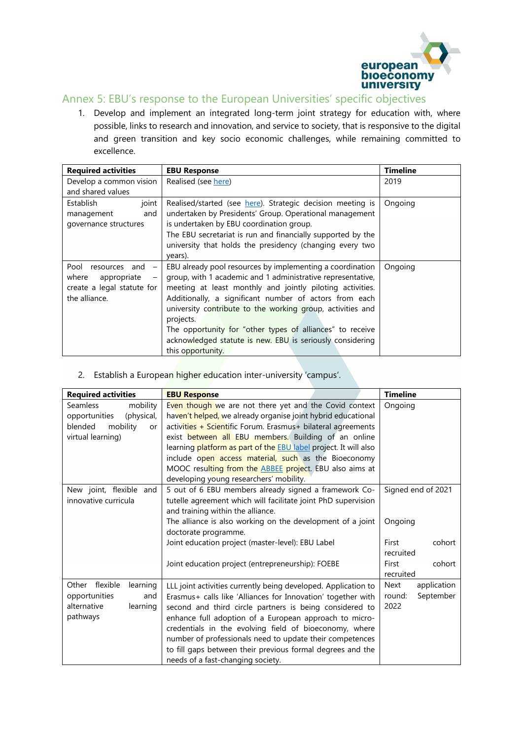## Annex 5: EBU's response to the European Universities' specific objectives

1. Develop and implement an integrated long-term joint strategy for education with, where possible, links to research and innovation, and service to society, that is responsive to the digital and green transition and key socio economic challenges, while remaining committed to excellence.

| Required activities | EBU Response | Timeline |
|---|---|---|
| Develop a common vision and shared values | Realised (see here) | 2019 |
| Establish joint management and governance structures | Realised/started (see here). Strategic decision meeting is undertaken by Presidents' Group. Operational management is undertaken by EBU coordination group.<br>The EBU secretariat is run and financially supported by the university that holds the presidency (changing every two years). | Ongoing |
| Pool resources and – where appropriate – create a legal statute for the alliance. | EBU already pool resources by implementing a coordination group, with 1 academic and 1 administrative representative, meeting at least monthly and jointly piloting activities. Additionally, a significant number of actors from each university contribute to the working group, activities and projects.<br>The opportunity for "other types of alliances" to receive acknowledged statute is new. EBU is seriously considering this opportunity. | Ongoing |

2. Establish a European higher education inter-university 'campus'.

| Required activities | EBU Response | Timeline |
|---|---|---|
| Seamless mobility opportunities (physical, blended mobility or virtual learning) | Even though we are not there yet and the Covid context haven't helped, we already organise joint hybrid educational activities + Scientific Forum. Erasmus+ bilateral agreements exist between all EBU members. Building of an online learning platform as part of the EBU label project. It will also include open access material, such as the Bioeconomy MOOC resulting from the ABBEE project. EBU also aims at developing young researchers' mobility. | Ongoing |
| New joint, flexible and innovative curricula | 5 out of 6 EBU members already signed a framework Co-tutelle agreement which will facilitate joint PhD supervision and training within the alliance.<br>The alliance is also working on the development of a joint doctorate programme.<br>Joint education project (master-level): EBU Label<br>Joint education project (entrepreneurship): FOEBE | Signed end of 2021<br>Ongoing<br>First cohort recruited<br>First cohort recruited |
| Other flexible learning opportunities and alternative learning pathways | LLL joint activities currently being developed. Application to Erasmus+ calls like 'Alliances for Innovation' together with second and third circle partners is being considered to enhance full adoption of a European approach to micro-credentials in the evolving field of bioeconomy, where number of professionals need to update their competences to fill gaps between their previous formal degrees and the needs of a fast-changing society. | Next application round: September 2022 |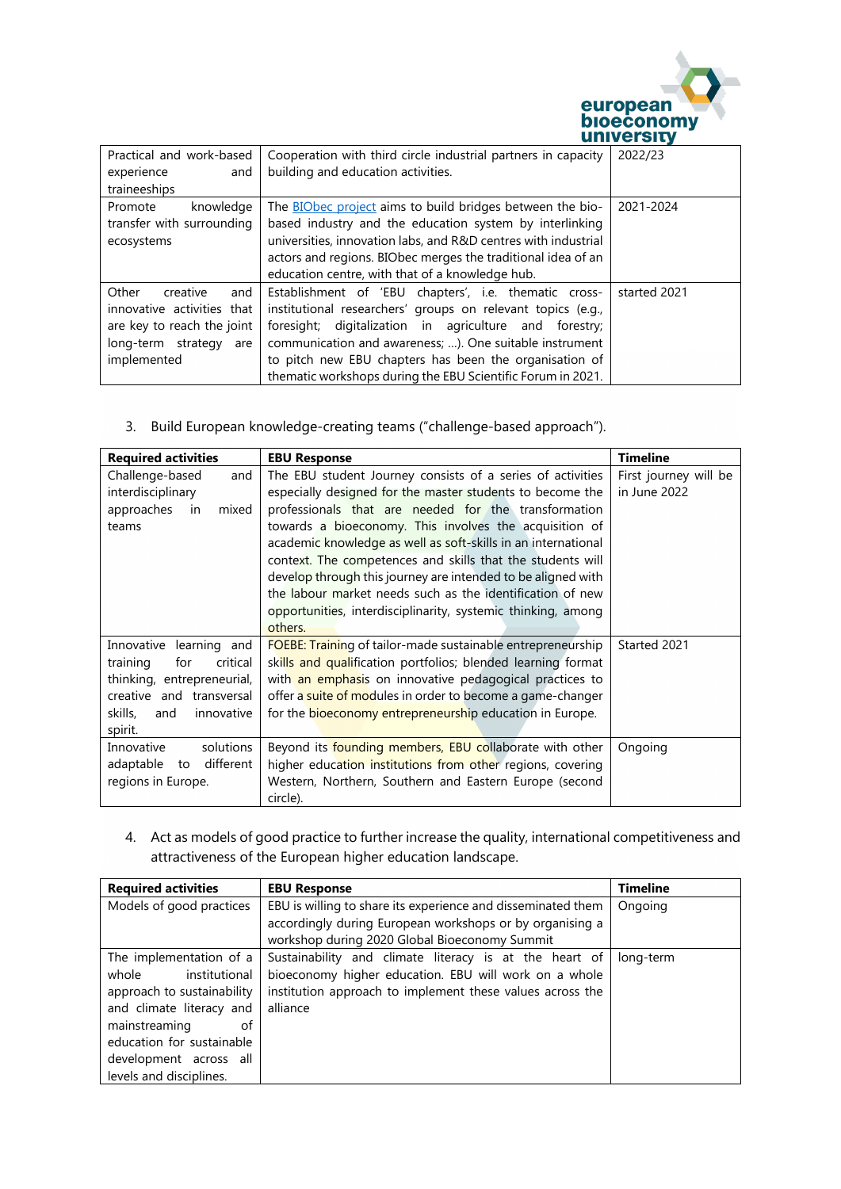| | | |
|---|---|---|
| Practical and work-based experience and traineeships | Cooperation with third circle industrial partners in capacity building and education activities. | 2022/23 |
| Promote knowledge transfer with surrounding ecosystems | The BIObec project aims to build bridges between the bio-based industry and the education system by interlinking universities, innovation labs, and R&D centres with industrial actors and regions. BIObec merges the traditional idea of an education centre, with that of a knowledge hub. | 2021-2024 |
| Other creative and innovative activities that are key to reach the joint long-term strategy are implemented | Establishment of 'EBU chapters', i.e. thematic cross-institutional researchers' groups on relevant topics (e.g., foresight; digitalization in agriculture and forestry; communication and awareness; …). One suitable instrument to pitch new EBU chapters has been the organisation of thematic workshops during the EBU Scientific Forum in 2021. | started 2021 |

3. Build European knowledge-creating teams ("challenge-based approach").

| Required activities | EBU Response | Timeline |
|---|---|---|
| Challenge-based and interdisciplinary approaches in mixed teams | The EBU student Journey consists of a series of activities especially designed for the master students to become the professionals that are needed for the transformation towards a bioeconomy. This involves the acquisition of academic knowledge as well as soft-skills in an international context. The competences and skills that the students will develop through this journey are intended to be aligned with the labour market needs such as the identification of new opportunities, interdisciplinarity, systemic thinking, among others. | First journey will be in June 2022 |
| Innovative learning and training for critical thinking, entrepreneurial, creative and transversal skills, and innovative spirit. | FOEBE: Training of tailor-made sustainable entrepreneurship skills and qualification portfolios; blended learning format with an emphasis on innovative pedagogical practices to offer a suite of modules in order to become a game-changer for the bioeconomy entrepreneurship education in Europe. | Started 2021 |
| Innovative solutions adaptable to different regions in Europe. | Beyond its founding members, EBU collaborate with other higher education institutions from other regions, covering Western, Northern, Southern and Eastern Europe (second circle). | Ongoing |

4. Act as models of good practice to further increase the quality, international competitiveness and attractiveness of the European higher education landscape.

| Required activities | EBU Response | Timeline |
|---|---|---|
| Models of good practices | EBU is willing to share its experience and disseminated them accordingly during European workshops or by organising a workshop during 2020 Global Bioeconomy Summit | Ongoing |
| The implementation of a whole institutional approach to sustainability and climate literacy and mainstreaming of education for sustainable development across all levels and disciplines. | Sustainability and climate literacy is at the heart of bioeconomy higher education. EBU will work on a whole institution approach to implement these values across the alliance | long-term |